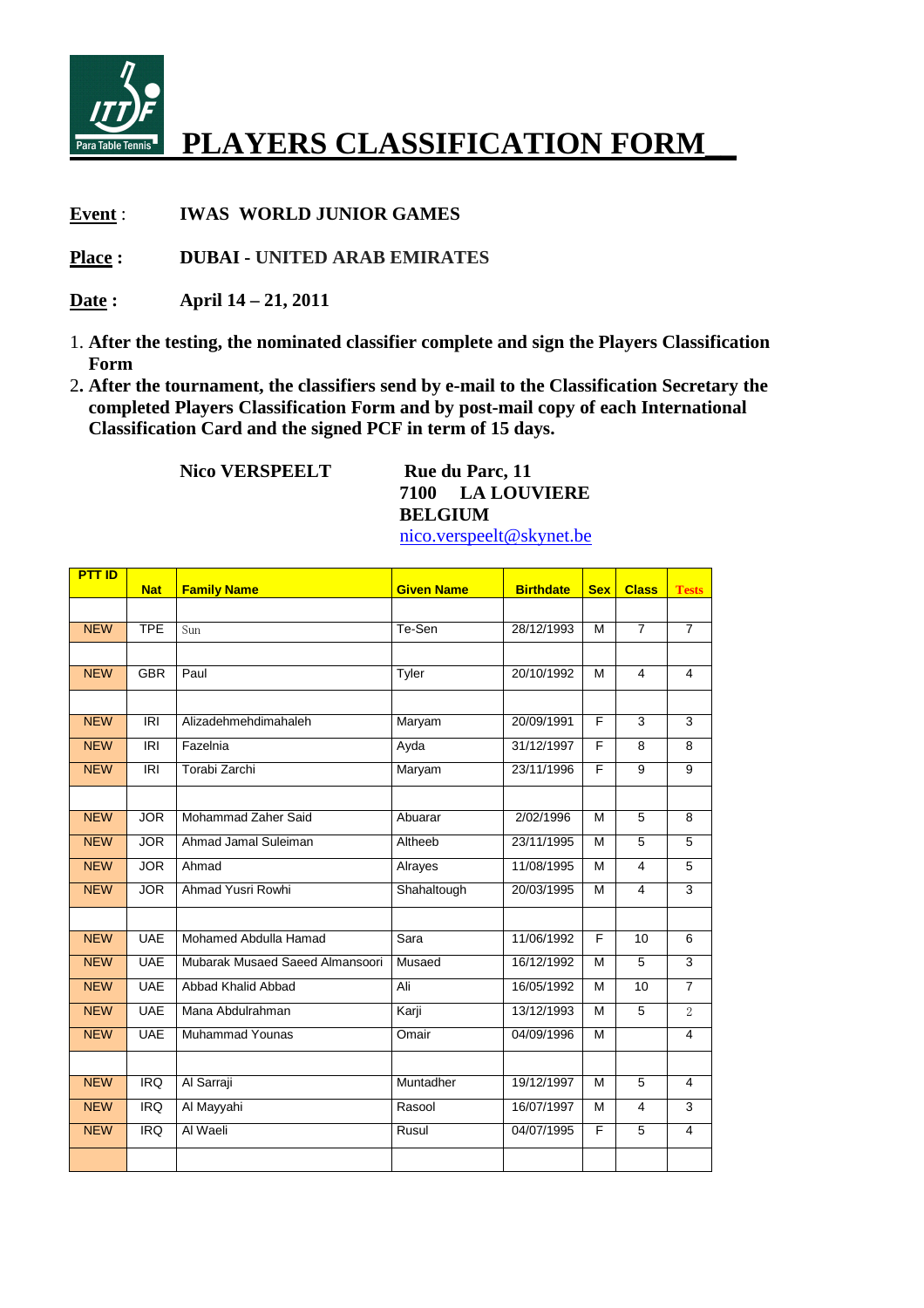# PLAYERS CLASSIFICATION FORM

**Event** : **IWAS WORLD JUNIOR GAMES**

**Place :** **DUBAI - UNITED ARAB EMIRATES**

**Date :** **April 14 – 21, 2011**

1. **After the testing, the nominated classifier complete and sign the Players Classification Form**
2. **After the tournament, the classifiers send by e-mail to the Classification Secretary the completed Players Classification Form and by post-mail copy of each International Classification Card and the signed PCF in term of 15 days.**

**Nico VERSPEELT**

**Rue du Parc, 11**
**7100 LA LOUVIERE**
**BELGIUM**
nico.verspeelt@skynet.be

| PTT ID | Nat | Family Name | Given Name | Birthdate | Sex | Class | Tests |
|---|---|---|---|---|---|---|---|
| | | | | | | | |
| NEW | TPE | Sun | Te-Sen | 28/12/1993 | M | 7 | 7 |
| | | | | | | | |
| NEW | GBR | Paul | Tyler | 20/10/1992 | M | 4 | 4 |
| | | | | | | | |
| NEW | IRI | Alizadehmehdimahaleh | Maryam | 20/09/1991 | F | 3 | 3 |
| NEW | IRI | Fazelnia | Ayda | 31/12/1997 | F | 8 | 8 |
| NEW | IRI | Torabi Zarchi | Maryam | 23/11/1996 | F | 9 | 9 |
| | | | | | | | |
| NEW | JOR | Mohammad Zaher Said | Abuarar | 2/02/1996 | M | 5 | 8 |
| NEW | JOR | Ahmad Jamal Suleiman | Altheeb | 23/11/1995 | M | 5 | 5 |
| NEW | JOR | Ahmad | Alrayes | 11/08/1995 | M | 4 | 5 |
| NEW | JOR | Ahmad Yusri Rowhi | Shahaltough | 20/03/1995 | M | 4 | 3 |
| | | | | | | | |
| NEW | UAE | Mohamed Abdulla Hamad | Sara | 11/06/1992 | F | 10 | 6 |
| NEW | UAE | Mubarak Musaed Saeed Almansoori | Musaed | 16/12/1992 | M | 5 | 3 |
| NEW | UAE | Abbad Khalid Abbad | Ali | 16/05/1992 | M | 10 | 7 |
| NEW | UAE | Mana Abdulrahman | Karji | 13/12/1993 | M | 5 | 2 |
| NEW | UAE | Muhammad Younas | Omair | 04/09/1996 | M | | 4 |
| | | | | | | | |
| NEW | IRQ | Al Sarraji | Muntadher | 19/12/1997 | M | 5 | 4 |
| NEW | IRQ | Al Mayyahi | Rasool | 16/07/1997 | M | 4 | 3 |
| NEW | IRQ | Al Waeli | Rusul | 04/07/1995 | F | 5 | 4 |
| | | | | | | | |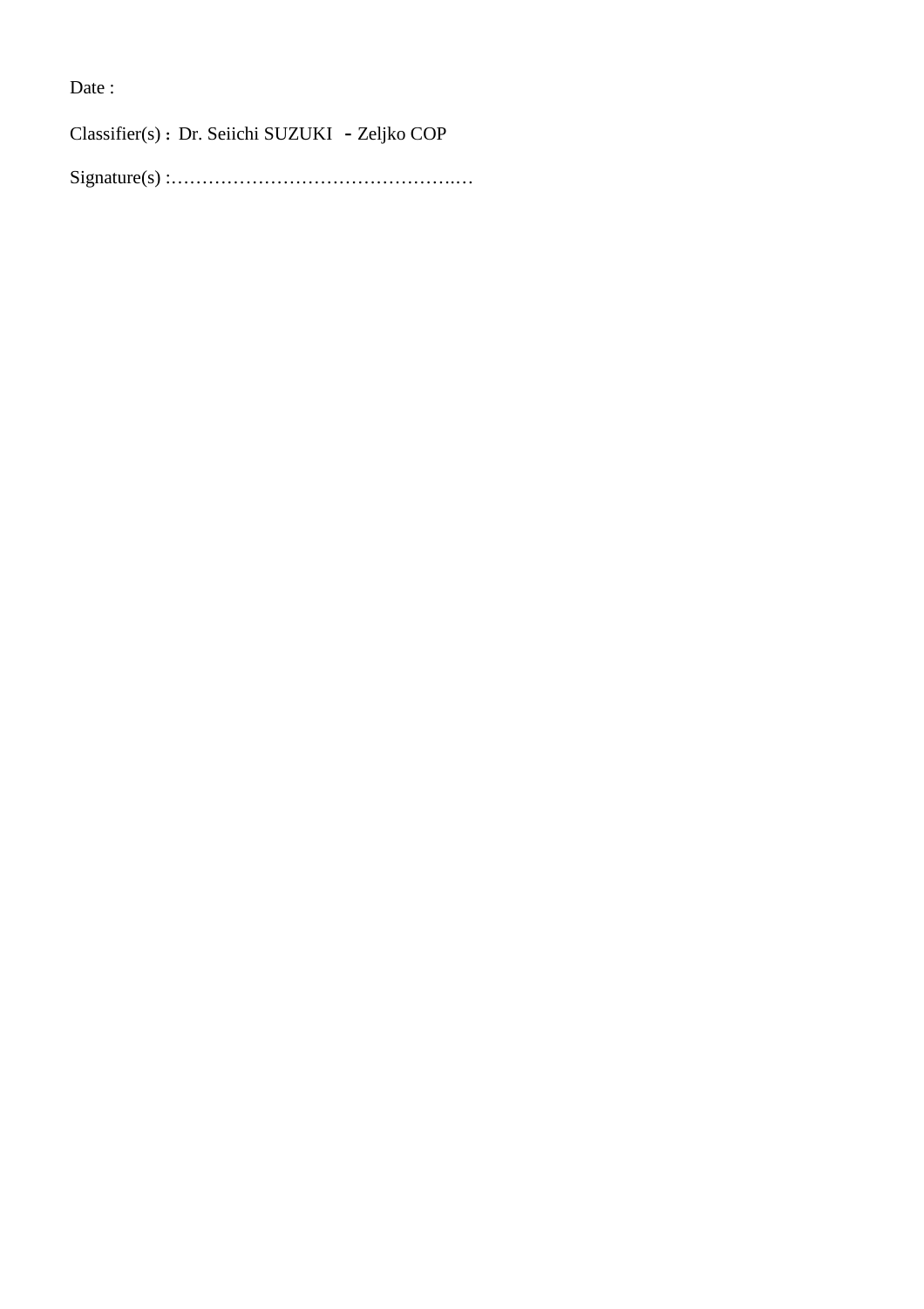Date :

Classifier(s) : Dr. Seiichi SUZUKI - Zeljko COP

Signature(s) :……………………………………..…